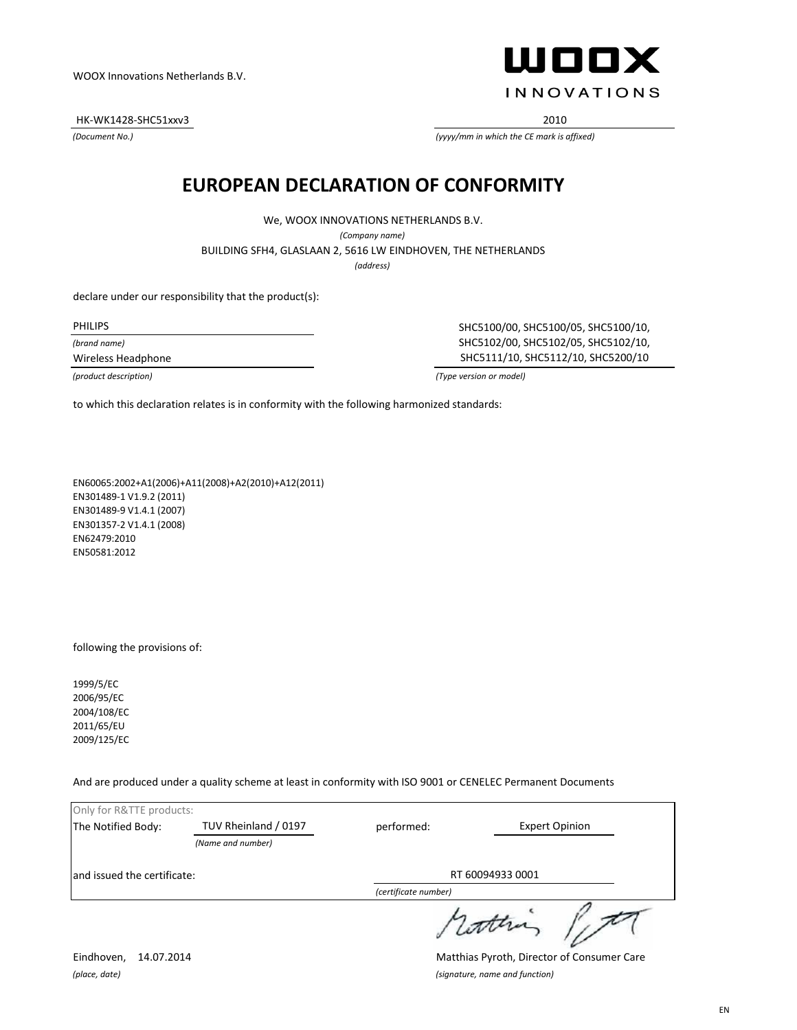WOOX Innovations Netherlands B.V.

WOOX INNOVATIONS

HK-WK1428-SHC51xxv3
*(Document No.)*

2010
*(yyyy/mm in which the CE mark is affixed)*

# EUROPEAN DECLARATION OF CONFORMITY

We, WOOX INNOVATIONS NETHERLANDS B.V.
*(Company name)*

BUILDING SFH4, GLASLAAN 2, 5616 LW EINDHOVEN, THE NETHERLANDS
*(address)*

declare under our responsibility that the product(s):

PHILIPS
*(brand name)*

Wireless Headphone
*(product description)*

SHC5100/00, SHC5100/05, SHC5100/10, SHC5102/00, SHC5102/05, SHC5102/10, SHC5111/10, SHC5112/10, SHC5200/10
*(Type version or model)*

to which this declaration relates is in conformity with the following harmonized standards:

EN60065:2002+A1(2006)+A11(2008)+A2(2010)+A12(2011)
EN301489-1 V1.9.2 (2011)
EN301489-9 V1.4.1 (2007)
EN301357-2 V1.4.1 (2008)
EN62479:2010
EN50581:2012

following the provisions of:

1999/5/EC
2006/95/EC
2004/108/EC
2011/65/EU
2009/125/EC

And are produced under a quality scheme at least in conformity with ISO 9001 or CENELEC Permanent Documents

Only for R&TTE products:

The Notified Body: TUV Rheinland / 0197 *(Name and number)* performed: Expert Opinion

and issued the certificate: RT 60094933 0001 *(certificate number)*

Eindhoven, 14.07.2014
*(place, date)*

Matthias Pyroth, Director of Consumer Care
*(signature, name and function)*

EN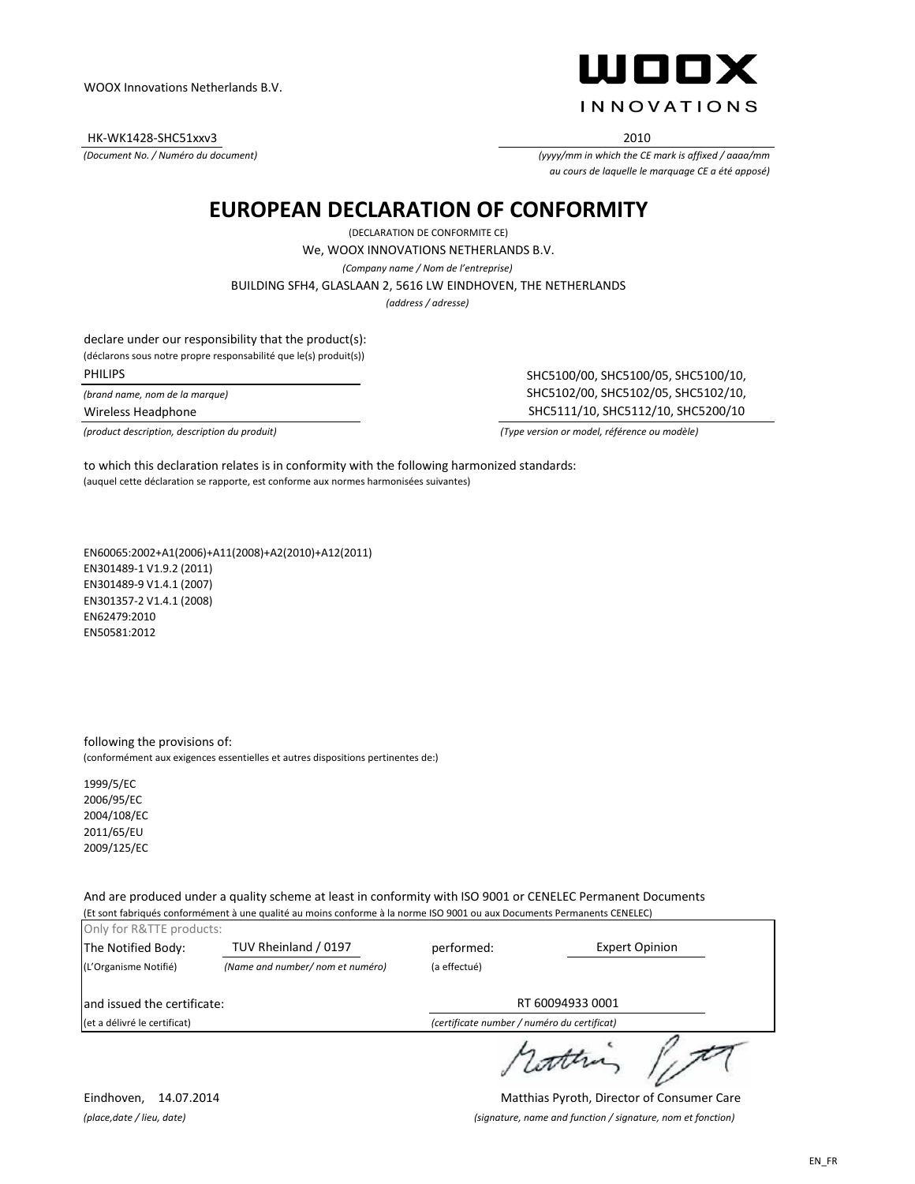WOOX Innovations Netherlands B.V.

**WOOX**
INNOVATIONS

HK-WK1428-SHC51xxv3
*(Document No. / Numéro du document)*

2010
*(yyyy/mm in which the CE mark is affixed / aaaa/mm au cours de laquelle le marquage CE a été apposé)*

# EUROPEAN DECLARATION OF CONFORMITY

(DECLARATION DE CONFORMITE CE)

We, WOOX INNOVATIONS NETHERLANDS B.V.
*(Company name / Nom de l'entreprise)*

BUILDING SFH4, GLASLAAN 2, 5616 LW EINDHOVEN, THE NETHERLANDS
*(address / adresse)*

declare under our responsibility that the product(s):
(déclarons sous notre propre responsabilité que le(s) produit(s))

PHILIPS
*(brand name, nom de la marque)*

Wireless Headphone
*(product description, description du produit)*

SHC5100/00, SHC5100/05, SHC5100/10, SHC5102/00, SHC5102/05, SHC5102/10, SHC5111/10, SHC5112/10, SHC5200/10
*(Type version or model, référence ou modèle)*

to which this declaration relates is in conformity with the following harmonized standards:
(auquel cette déclaration se rapporte, est conforme aux normes harmonisées suivantes)

EN60065:2002+A1(2006)+A11(2008)+A2(2010)+A12(2011)
EN301489-1 V1.9.2 (2011)
EN301489-9 V1.4.1 (2007)
EN301357-2 V1.4.1 (2008)
EN62479:2010
EN50581:2012

following the provisions of:
(conformément aux exigences essentielles et autres dispositions pertinentes de:)

1999/5/EC
2006/95/EC
2004/108/EC
2011/65/EU
2009/125/EC

And are produced under a quality scheme at least in conformity with ISO 9001 or CENELEC Permanent Documents
(Et sont fabriqués conformément à une qualité au moins conforme à la norme ISO 9001 ou aux Documents Permanents CENELEC)

Only for R&TTE products:

The Notified Body: TUV Rheinland / 0197 performed: Expert Opinion
(L'Organisme Notifié) *(Name and number/ nom et numéro)* (a effectué)

and issued the certificate: RT 60094933 0001
(et a délivré le certificat) *(certificate number / numéro du certificat)*

Eindhoven, 14.07.2014
*(place,date / lieu, date)*

Matthias Pyroth, Director of Consumer Care
*(signature, name and function / signature, nom et fonction)*

EN_FR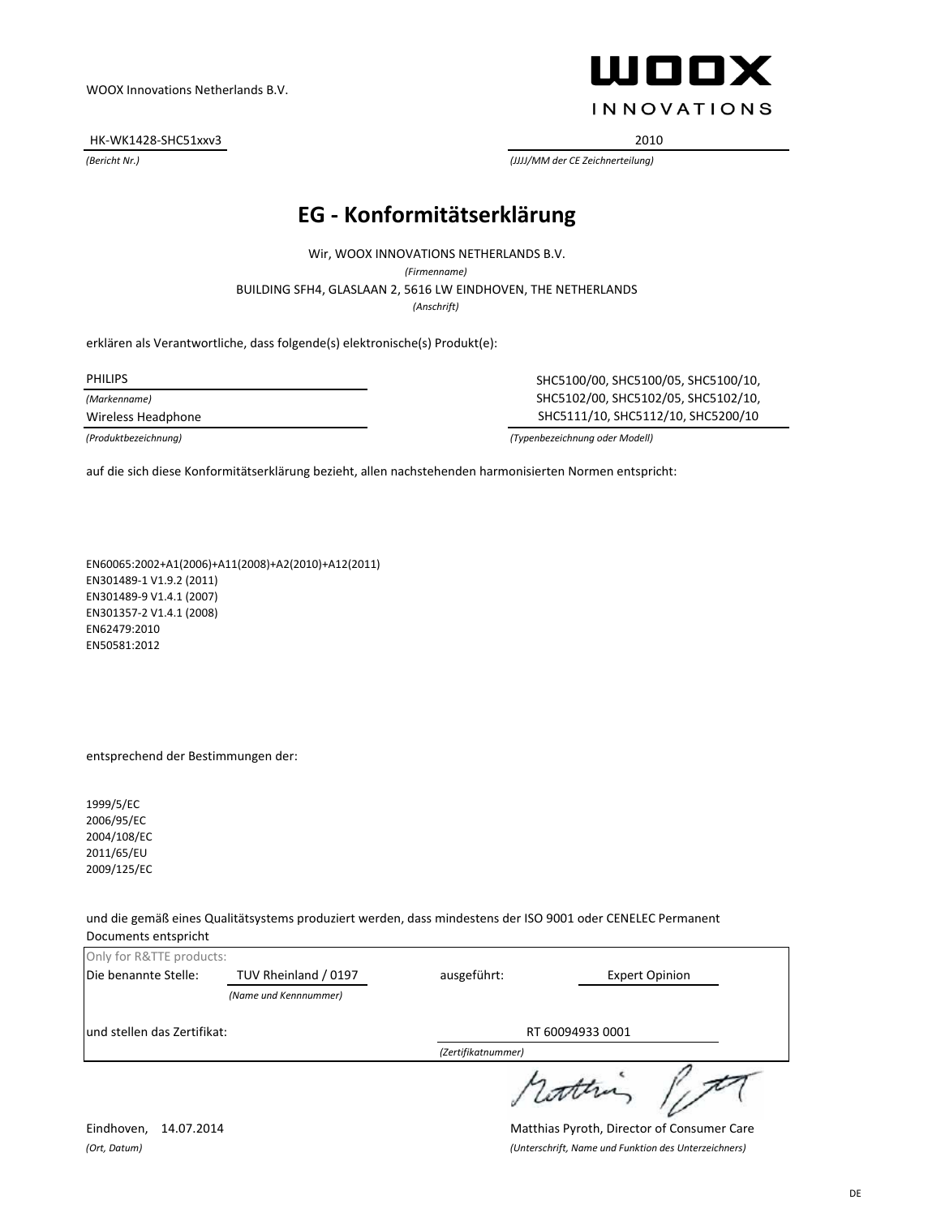WOOX Innovations Netherlands B.V.

WOOX INNOVATIONS

HK-WK1428-SHC51xxv3 — 2010

*(Bericht Nr.)* — *(JJJJ/MM der CE Zeichnerteilung)*

# EG - Konformitätserklärung

Wir, WOOX INNOVATIONS NETHERLANDS B.V.

*(Firmenname)*

BUILDING SFH4, GLASLAAN 2, 5616 LW EINDHOVEN, THE NETHERLANDS

*(Anschrift)*

erklären als Verantwortliche, dass folgende(s) elektronische(s) Produkt(e):

PHILIPS

*(Markenname)*

Wireless Headphone

*(Produktbezeichnung)*

SHC5100/00, SHC5100/05, SHC5100/10, SHC5102/00, SHC5102/05, SHC5102/10, SHC5111/10, SHC5112/10, SHC5200/10

*(Typenbezeichnung oder Modell)*

auf die sich diese Konformitätserklärung bezieht, allen nachstehenden harmonisierten Normen entspricht:

EN60065:2002+A1(2006)+A11(2008)+A2(2010)+A12(2011)
EN301489-1 V1.9.2 (2011)
EN301489-9 V1.4.1 (2007)
EN301357-2 V1.4.1 (2008)
EN62479:2010
EN50581:2012

entsprechend der Bestimmungen der:

1999/5/EC
2006/95/EC
2004/108/EC
2011/65/EU
2009/125/EC

und die gemäß eines Qualitätsystems produziert werden, dass mindestens der ISO 9001 oder CENELEC Permanent Documents entspricht

Only for R&TTE products:

| | | | |
|---|---|---|---|
| Die benannte Stelle: | TUV Rheinland / 0197 | ausgeführt: | Expert Opinion |
| | *(Name und Kennnummer)* | | |
| und stellen das Zertifikat: | | RT 60094933 0001 | |
| | | *(Zertifikatnummer)* | |

Eindhoven, 14.07.2014

*(Ort, Datum)*

Matthias Pyroth, Director of Consumer Care

*(Unterschrift, Name und Funktion des Unterzeichners)*

DE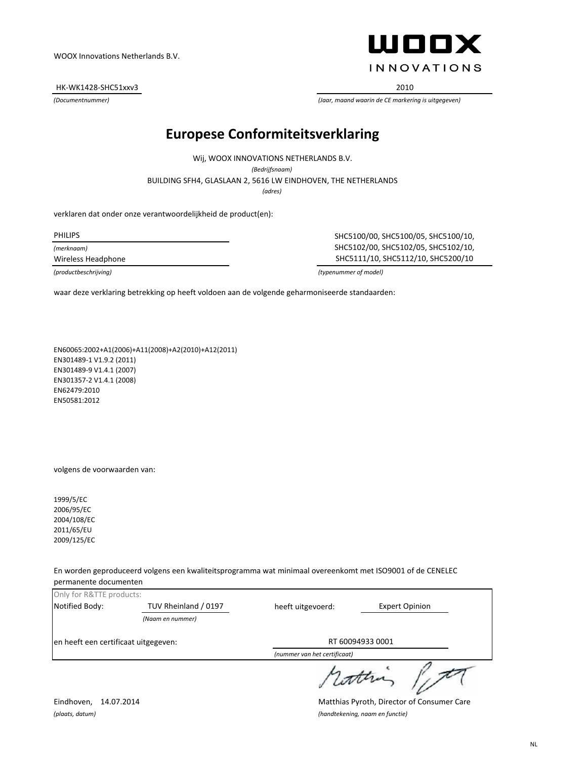WOOX Innovations Netherlands B.V.

WOOX INNOVATIONS

HK-WK1428-SHC51xxv3 2010

*(Documentnummer)* *(Jaar, maand waarin de CE markering is uitgegeven)*

# Europese Conformiteitsverklaring

Wij, WOOX INNOVATIONS NETHERLANDS B.V.

*(Bedrijfsnaam)*

BUILDING SFH4, GLASLAAN 2, 5616 LW EINDHOVEN, THE NETHERLANDS

*(adres)*

verklaren dat onder onze verantwoordelijkheid de product(en):

PHILIPS

*(merknaam)*

Wireless Headphone

*(productbeschrijving)*

SHC5100/00, SHC5100/05, SHC5100/10, SHC5102/00, SHC5102/05, SHC5102/10, SHC5111/10, SHC5112/10, SHC5200/10

*(typenummer of model)*

waar deze verklaring betrekking op heeft voldoen aan de volgende geharmoniseerde standaarden:

EN60065:2002+A1(2006)+A11(2008)+A2(2010)+A12(2011)
EN301489-1 V1.9.2 (2011)
EN301489-9 V1.4.1 (2007)
EN301357-2 V1.4.1 (2008)
EN62479:2010
EN50581:2012

volgens de voorwaarden van:

1999/5/EC
2006/95/EC
2004/108/EC
2011/65/EU
2009/125/EC

En worden geproduceerd volgens een kwaliteitsprogramma wat minimaal overeenkomt met ISO9001 of de CENELEC permanente documenten

Only for R&TTE products:

Notified Body: TUV Rheinland / 0197 *(Naam en nummer)* heeft uitgevoerd: Expert Opinion

en heeft een certificaat uitgegeven: RT 60094933 0001 *(nummer van het certificaat)*

Eindhoven, 14.07.2014

*(plaats, datum)*

Matthias Pyroth, Director of Consumer Care

*(handtekening, naam en functie)*

NL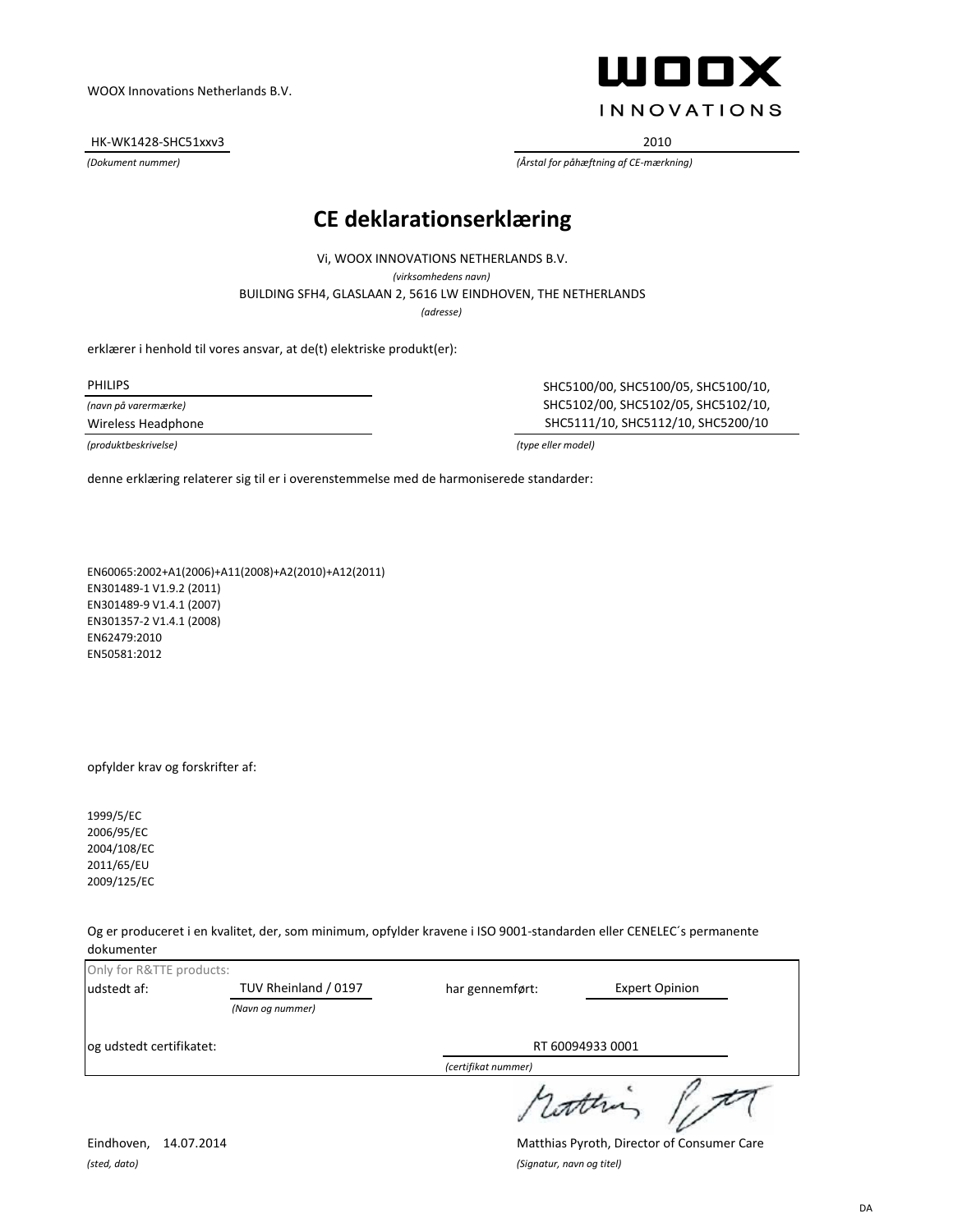WOOX Innovations Netherlands B.V.

**WOOX INNOVATIONS**

| HK-WK1428-SHC51xxv3 | 2010 |
|---|---|
| *(Dokument nummer)* | *(Årstal for påhæftning af CE-mærkning)* |

# CE deklarationserklæring

Vi, WOOX INNOVATIONS NETHERLANDS B.V.

*(virksomhedens navn)*

BUILDING SFH4, GLASLAAN 2, 5616 LW EINDHOVEN, THE NETHERLANDS

*(adresse)*

erklærer i henhold til vores ansvar, at de(t) elektriske produkt(er):

| PHILIPS | SHC5100/00, SHC5100/05, SHC5100/10, SHC5102/00, SHC5102/05, SHC5102/10, SHC5111/10, SHC5112/10, SHC5200/10 |
|---|---|
| *(navn på varermærke)* | |
| Wireless Headphone | |
| *(produktbeskrivelse)* | *(type eller model)* |

denne erklæring relaterer sig til er i overenstemmelse med de harmoniserede standarder:

EN60065:2002+A1(2006)+A11(2008)+A2(2010)+A12(2011)
EN301489-1 V1.9.2 (2011)
EN301489-9 V1.4.1 (2007)
EN301357-2 V1.4.1 (2008)
EN62479:2010
EN50581:2012

opfylder krav og forskrifter af:

1999/5/EC
2006/95/EC
2004/108/EC
2011/65/EU
2009/125/EC

Og er produceret i en kvalitet, der, som minimum, opfylder kravene i ISO 9001-standarden eller CENELEC´s permanente dokumenter

| Only for R&TTE products: | | | |
|---|---|---|---|
| udstedt af: | TUV Rheinland / 0197 | har gennemført: | Expert Opinion |
| | *(Navn og nummer)* | | |
| og udstedt certifikatet: | | RT 60094933 0001 | |
| | | *(certifikat nummer)* | |

Eindhoven, 14.07.2014
*(sted, dato)*

Matthias Pyroth, Director of Consumer Care
*(Signatur, navn og titel)*

DA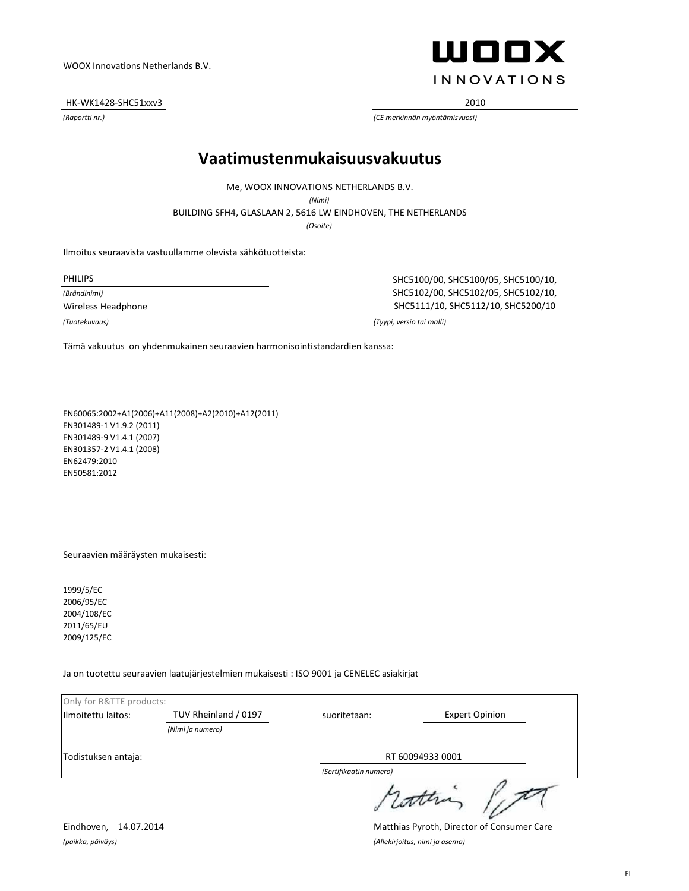WOOX Innovations Netherlands B.V.

**WOOX INNOVATIONS**

HK-WK1428-SHC51xxv3

*(Raportti nr.)*

2010

*(CE merkinnän myöntämisvuosi)*

# Vaatimustenmukaisuusvakuutus

Me, WOOX INNOVATIONS NETHERLANDS B.V.

*(Nimi)*

BUILDING SFH4, GLASLAAN 2, 5616 LW EINDHOVEN, THE NETHERLANDS

*(Osoite)*

Ilmoitus seuraavista vastuullamme olevista sähkötuotteista:

PHILIPS

*(Brändinimi)*

Wireless Headphone

*(Tuotekuvaus)*

SHC5100/00, SHC5100/05, SHC5100/10, SHC5102/00, SHC5102/05, SHC5102/10, SHC5111/10, SHC5112/10, SHC5200/10

*(Tyypi, versio tai malli)*

Tämä vakuutus on yhdenmukainen seuraavien harmonisointistandardien kanssa:

EN60065:2002+A1(2006)+A11(2008)+A2(2010)+A12(2011)
EN301489-1 V1.9.2 (2011)
EN301489-9 V1.4.1 (2007)
EN301357-2 V1.4.1 (2008)
EN62479:2010
EN50581:2012

Seuraavien määräysten mukaisesti:

1999/5/EC
2006/95/EC
2004/108/EC
2011/65/EU
2009/125/EC

Ja on tuotettu seuraavien laatujärjestelmien mukaisesti : ISO 9001 ja CENELEC asiakirjat

Only for R&TTE products:

| | | | |
|---|---|---|---|
| Ilmoitettu laitos: | TUV Rheinland / 0197 *(Nimi ja numero)* | suoritetaan: | Expert Opinion |
| Todistuksen antaja: | | RT 60094933 0001 *(Sertifikaatin numero)* | |

Eindhoven, 14.07.2014

*(paikka, päiväys)*

Matthias Pyroth, Director of Consumer Care

*(Allekirjoitus, nimi ja asema)*

FI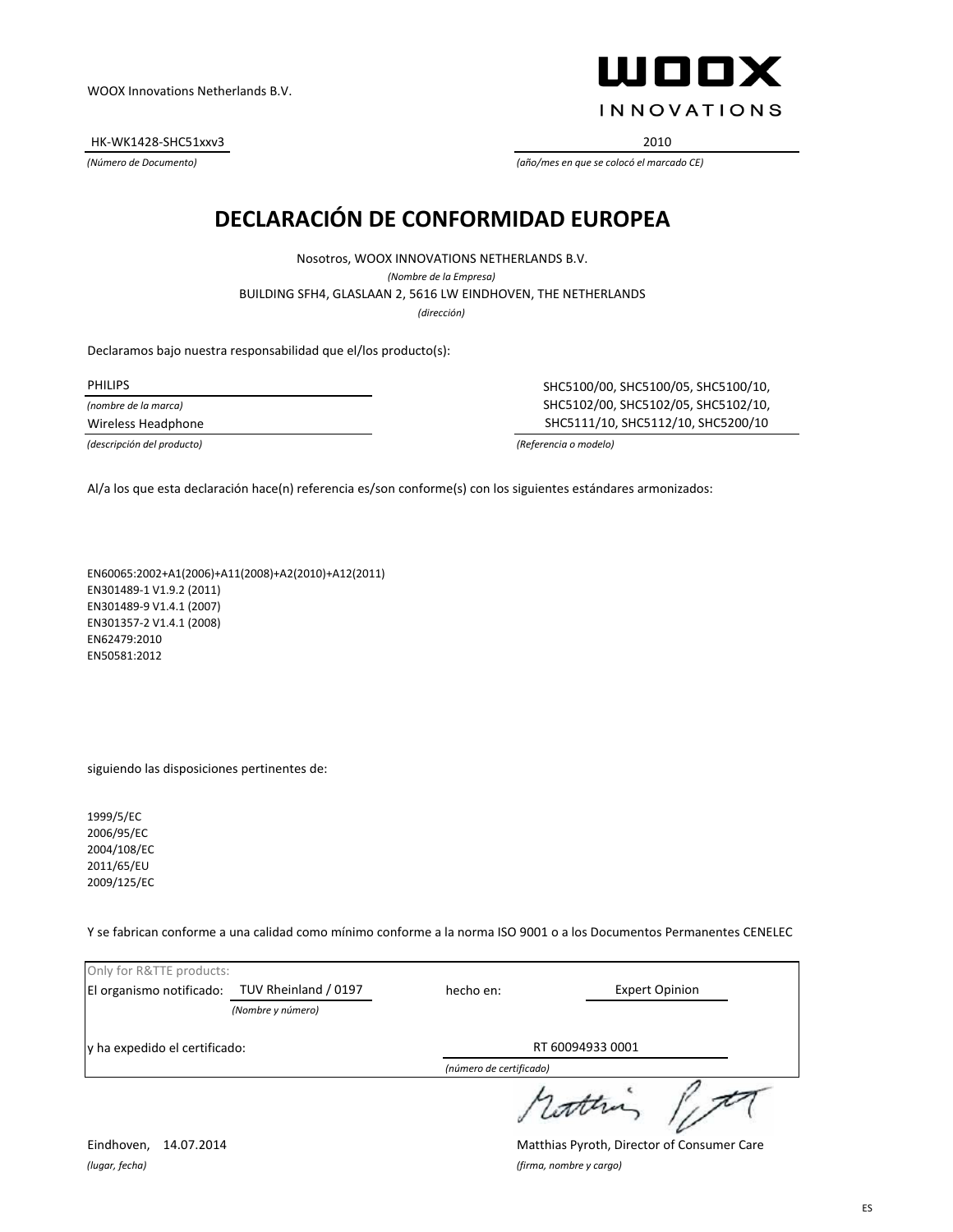WOOX Innovations Netherlands B.V.

WOOX INNOVATIONS

HK-WK1428-SHC51xxv3
*(Número de Documento)*

2010
*(año/mes en que se colocó el marcado CE)*

# DECLARACIÓN DE CONFORMIDAD EUROPEA

Nosotros, WOOX INNOVATIONS NETHERLANDS B.V.
*(Nombre de la Empresa)*

BUILDING SFH4, GLASLAAN 2, 5616 LW EINDHOVEN, THE NETHERLANDS
*(dirección)*

Declaramos bajo nuestra responsabilidad que el/los producto(s):

PHILIPS
*(nombre de la marca)*

Wireless Headphone
*(descripción del producto)*

SHC5100/00, SHC5100/05, SHC5100/10, SHC5102/00, SHC5102/05, SHC5102/10, SHC5111/10, SHC5112/10, SHC5200/10
*(Referencia o modelo)*

Al/a los que esta declaración hace(n) referencia es/son conforme(s) con los siguientes estándares armonizados:

EN60065:2002+A1(2006)+A11(2008)+A2(2010)+A12(2011)
EN301489-1 V1.9.2 (2011)
EN301489-9 V1.4.1 (2007)
EN301357-2 V1.4.1 (2008)
EN62479:2010
EN50581:2012

siguiendo las disposiciones pertinentes de:

1999/5/EC
2006/95/EC
2004/108/EC
2011/65/EU
2009/125/EC

Y se fabrican conforme a una calidad como mínimo conforme a la norma ISO 9001 o a los Documentos Permanentes CENELEC

Only for R&TTE products:

El organismo notificado: TUV Rheinland / 0197 *(Nombre y número)*

hecho en: Expert Opinion

y ha expedido el certificado: RT 60094933 0001 *(número de certificado)*

Eindhoven, 14.07.2014
*(lugar, fecha)*

Matthias Pyroth, Director of Consumer Care
*(firma, nombre y cargo)*

ES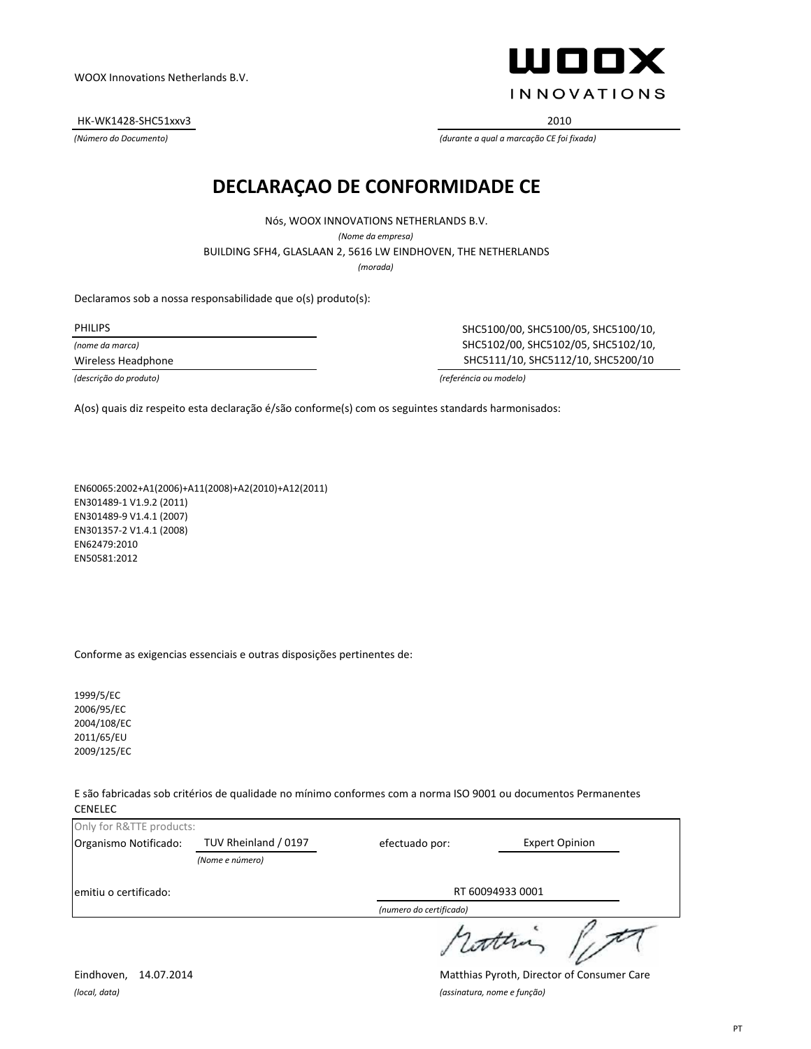WOOX Innovations Netherlands B.V.

WOOX INNOVATIONS

HK-WK1428-SHC51xxv3
*(Número do Documento)*

2010
*(durante a qual a marcação CE foi fixada)*

# DECLARAÇAO DE CONFORMIDADE CE

Nós, WOOX INNOVATIONS NETHERLANDS B.V.
*(Nome da empresa)*

BUILDING SFH4, GLASLAAN 2, 5616 LW EINDHOVEN, THE NETHERLANDS
*(morada)*

Declaramos sob a nossa responsabilidade que o(s) produto(s):

PHILIPS
*(nome da marca)*

Wireless Headphone
*(descrição do produto)*

SHC5100/00, SHC5100/05, SHC5100/10, SHC5102/00, SHC5102/05, SHC5102/10, SHC5111/10, SHC5112/10, SHC5200/10
*(referência ou modelo)*

A(os) quais diz respeito esta declaração é/são conforme(s) com os seguintes standards harmonisados:

EN60065:2002+A1(2006)+A11(2008)+A2(2010)+A12(2011)
EN301489-1 V1.9.2 (2011)
EN301489-9 V1.4.1 (2007)
EN301357-2 V1.4.1 (2008)
EN62479:2010
EN50581:2012

Conforme as exigencias essenciais e outras disposições pertinentes de:

1999/5/EC
2006/95/EC
2004/108/EC
2011/65/EU
2009/125/EC

E são fabricadas sob critérios de qualidade no mínimo conformes com a norma ISO 9001 ou documentos Permanentes CENELEC

Only for R&TTE products:

Organismo Notificado: TUV Rheinland / 0197 *(Nome e número)* efectuado por: Expert Opinion

emitiu o certificado: RT 60094933 0001 *(numero do certificado)*

Eindhoven, 14.07.2014
*(local, data)*

Matthias Pyroth, Director of Consumer Care
*(assinatura, nome e função)*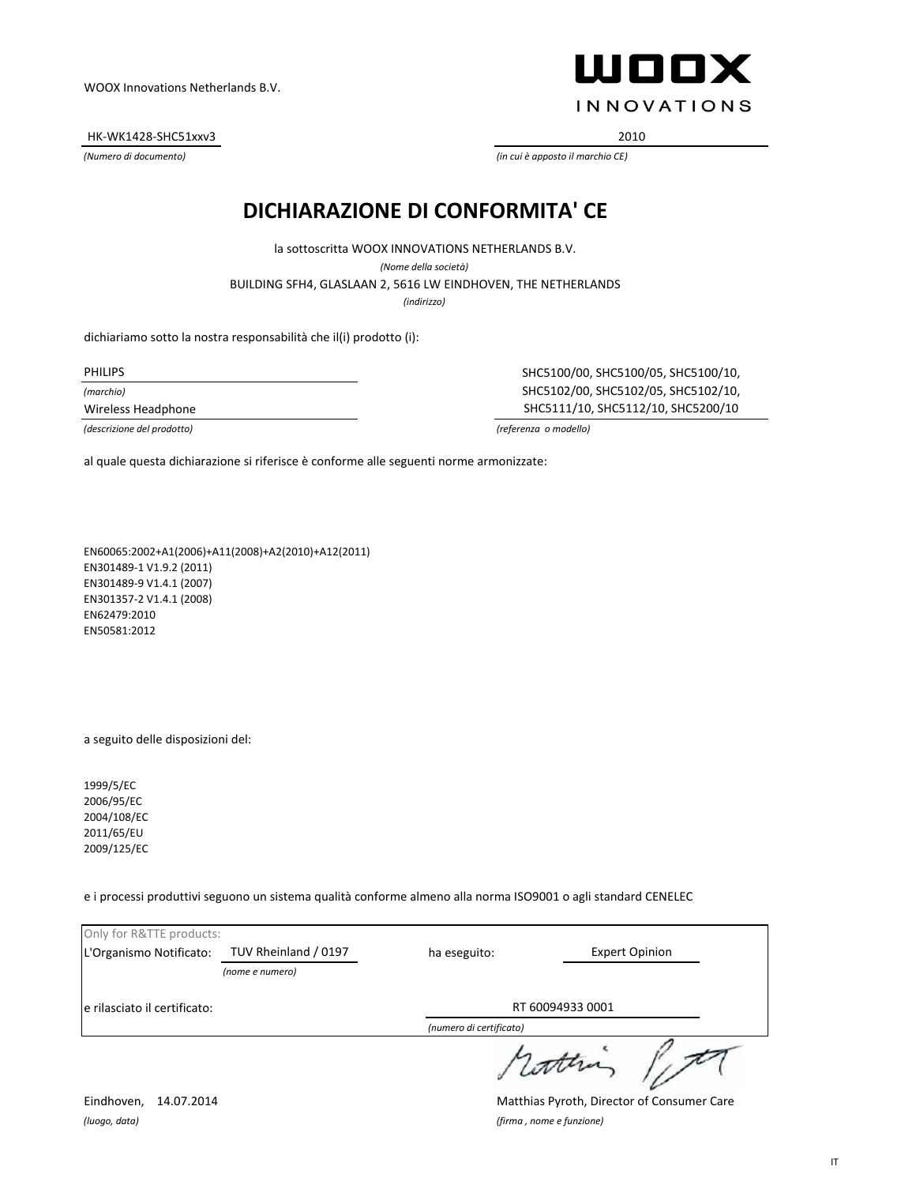WOOX Innovations Netherlands B.V.

WOOX INNOVATIONS

HK-WK1428-SHC51xxv3
*(Numero di documento)*

2010
*(in cui è apposto il marchio CE)*

# DICHIARAZIONE DI CONFORMITA' CE

la sottoscritta WOOX INNOVATIONS NETHERLANDS B.V.
*(Nome della società)*
BUILDING SFH4, GLASLAAN 2, 5616 LW EINDHOVEN, THE NETHERLANDS
*(indirizzo)*

dichiariamo sotto la nostra responsabilità che il(i) prodotto (i):

PHILIPS
*(marchio)*
Wireless Headphone
*(descrizione del prodotto)*

SHC5100/00, SHC5100/05, SHC5100/10,
SHC5102/00, SHC5102/05, SHC5102/10,
SHC5111/10, SHC5112/10, SHC5200/10
*(referenza o modello)*

al quale questa dichiarazione si riferisce è conforme alle seguenti norme armonizzate:

EN60065:2002+A1(2006)+A11(2008)+A2(2010)+A12(2011)
EN301489-1 V1.9.2 (2011)
EN301489-9 V1.4.1 (2007)
EN301357-2 V1.4.1 (2008)
EN62479:2010
EN50581:2012

a seguito delle disposizioni del:

1999/5/EC
2006/95/EC
2004/108/EC
2011/65/EU
2009/125/EC

e i processi produttivi seguono un sistema qualità conforme almeno alla norma ISO9001 o agli standard CENELEC

Only for R&TTE products:

| | | | |
|---|---|---|---|
| L'Organismo Notificato: | TUV Rheinland / 0197 *(nome e numero)* | ha eseguito: | Expert Opinion |
| e rilasciato il certificato: | | RT 60094933 0001 *(numero di certificato)* | |

Eindhoven, 14.07.2014
*(luogo, data)*

Matthias Pyroth, Director of Consumer Care
*(firma , nome e funzione)*

IT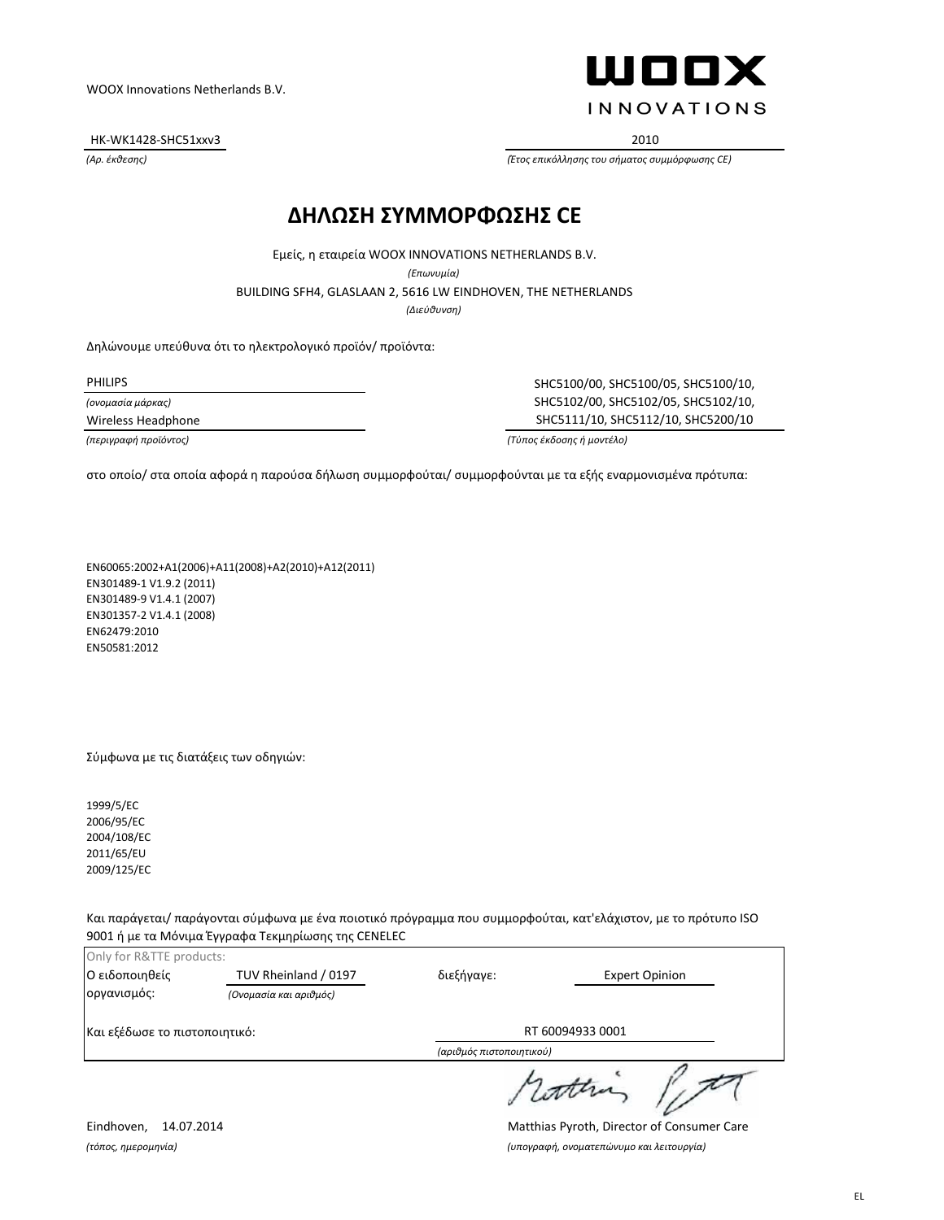WOOX Innovations Netherlands B.V.

**WOOX INNOVATIONS**

HK-WK1428-SHC51xxv3 | 2010

*(Αρ. έκθεσης)* | *(Έτος επικόλλησης του σήματος συμμόρφωσης CE)*

# ΔΗΛΩΣΗ ΣΥΜΜΟΡΦΩΣΗΣ CE

Εμείς, η εταιρεία WOOX INNOVATIONS NETHERLANDS B.V.

*(Επωνυμία)*

BUILDING SFH4, GLASLAAN 2, 5616 LW EINDHOVEN, THE NETHERLANDS

*(Διεύθυνση)*

Δηλώνουμε υπεύθυνα ότι το ηλεκτρολογικό προϊόν/ προϊόντα:

PHILIPS

*(ονομασία μάρκας)*

Wireless Headphone

*(περιγραφή προϊόντος)*

SHC5100/00, SHC5100/05, SHC5100/10, SHC5102/00, SHC5102/05, SHC5102/10, SHC5111/10, SHC5112/10, SHC5200/10

*(Τύπος έκδοσης ή μοντέλο)*

στο οποίο/ στα οποία αφορά η παρούσα δήλωση συμμορφούται/ συμμορφούνται με τα εξής εναρμονισμένα πρότυπα:

EN60065:2002+A1(2006)+A11(2008)+A2(2010)+A12(2011)
EN301489-1 V1.9.2 (2011)
EN301489-9 V1.4.1 (2007)
EN301357-2 V1.4.1 (2008)
EN62479:2010
EN50581:2012

Σύμφωνα με τις διατάξεις των οδηγιών:

1999/5/EC
2006/95/EC
2004/108/EC
2011/65/EU
2009/125/EC

Και παράγεται/ παράγονται σύμφωνα με ένα ποιοτικό πρόγραμμα που συμμορφούται, κατ'ελάχιστον, με το πρότυπο ISO 9001 ή με τα Μόνιμα Έγγραφα Τεκμηρίωσης της CENELEC

Only for R&TTE products:

Ο ειδοποιηθείς οργανισμός: TUV Rheinland / 0197 *(Ονομασία και αριθμός)* διεξήγαγε: Expert Opinion

Και εξέδωσε το πιστοποιητικό: RT 60094933 0001 *(αριθμός πιστοποιητικού)*

Eindhoven, 14.07.2014

*(τόπος, ημερομηνία)*

Matthias Pyroth, Director of Consumer Care

*(υπογραφή, ονοματεπώνυμο και λειτουργία)*

EL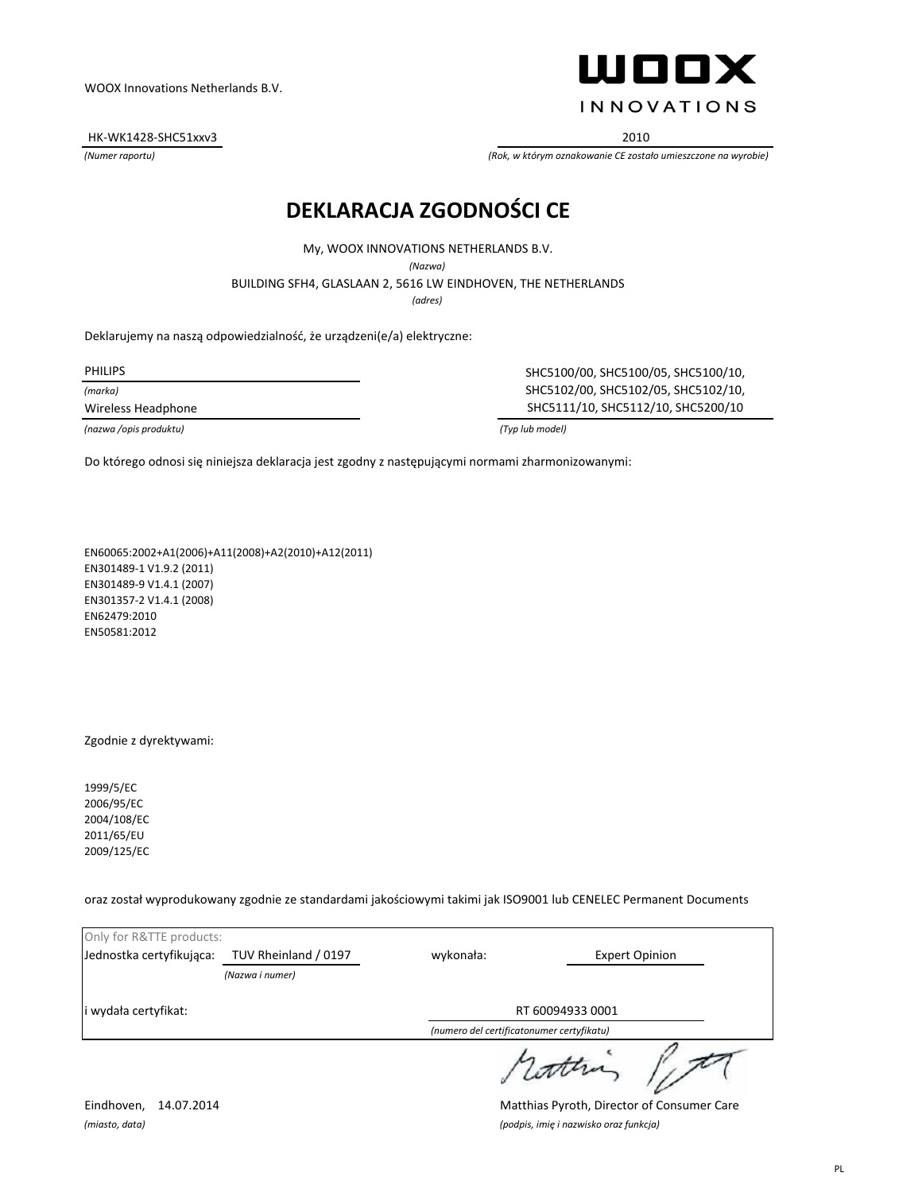WOOX Innovations Netherlands B.V.

WOOX INNOVATIONS

HK-WK1428-SHC51xxv3
*(Numer raportu)*

2010
*(Rok, w którym oznakowanie CE zostało umieszczone na wyrobie)*

# DEKLARACJA ZGODNOŚCI CE

My, WOOX INNOVATIONS NETHERLANDS B.V.
*(Nazwa)*
BUILDING SFH4, GLASLAAN 2, 5616 LW EINDHOVEN, THE NETHERLANDS
*(adres)*

Deklarujemy na naszą odpowiedzialność, że urządzeni(e/a) elektryczne:

PHILIPS
*(marka)*

Wireless Headphone
*(nazwa /opis produktu)*

SHC5100/00, SHC5100/05, SHC5100/10,
SHC5102/00, SHC5102/05, SHC5102/10,
SHC5111/10, SHC5112/10, SHC5200/10
*(Typ lub model)*

Do którego odnosi się niniejsza deklaracja jest zgodny z następującymi normami zharmonizowanymi:

EN60065:2002+A1(2006)+A11(2008)+A2(2010)+A12(2011)
EN301489-1 V1.9.2 (2011)
EN301489-9 V1.4.1 (2007)
EN301357-2 V1.4.1 (2008)
EN62479:2010
EN50581:2012

Zgodnie z dyrektywami:

1999/5/EC
2006/95/EC
2004/108/EC
2011/65/EU
2009/125/EC

oraz został wyprodukowany zgodnie ze standardami jakościowymi takimi jak ISO9001 lub CENELEC Permanent Documents

Only for R&TTE products:

Jednostka certyfikująca: TUV Rheinland / 0197 *(Nazwa i numer)* wykonała: Expert Opinion

i wydała certyfikat: RT 60094933 0001
*(numero del certificatonumer certyfikatu)*

Eindhoven, 14.07.2014
*(miasto, data)*

Matthias Pyroth, Director of Consumer Care
*(podpis, imię i nazwisko oraz funkcja)*

PL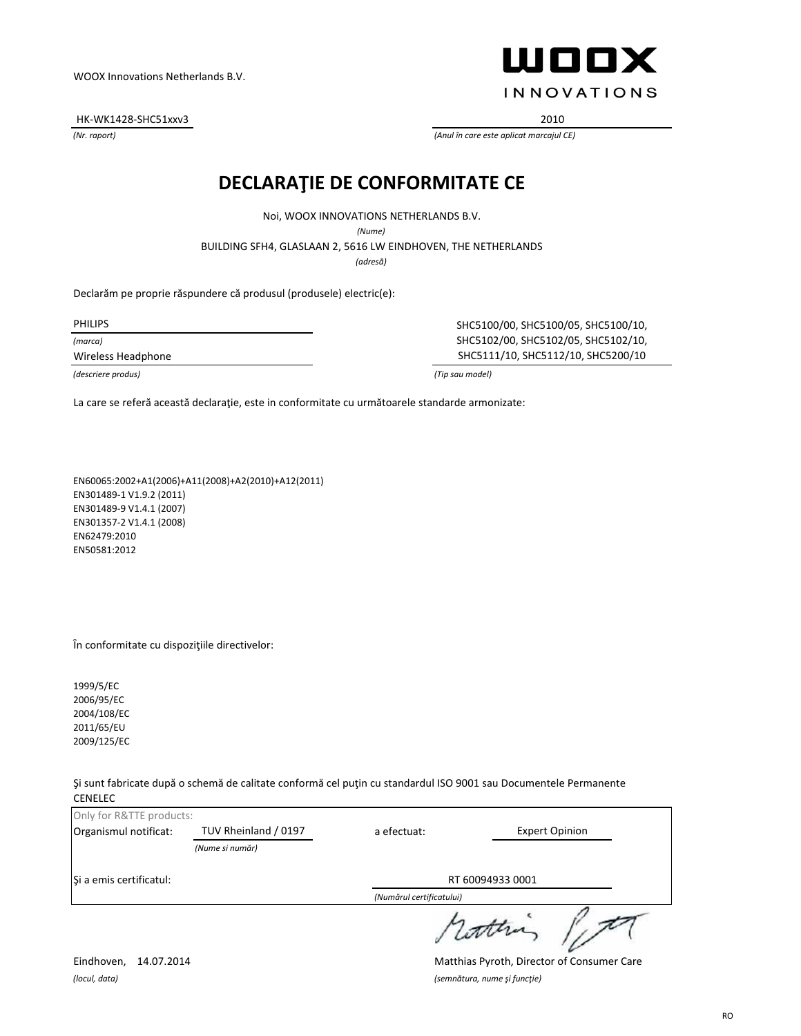WOOX Innovations Netherlands B.V.

WOOX INNOVATIONS

HK-WK1428-SHC51xxv3
*(Nr. raport)*

2010
*(Anul în care este aplicat marcajul CE)*

# DECLARAŢIE DE CONFORMITATE CE

Noi, WOOX INNOVATIONS NETHERLANDS B.V.
*(Nume)*

BUILDING SFH4, GLASLAAN 2, 5616 LW EINDHOVEN, THE NETHERLANDS
*(adresă)*

Declarăm pe proprie răspundere că produsul (produsele) electric(e):

PHILIPS
*(marca)*

Wireless Headphone
*(descriere produs)*

SHC5100/00, SHC5100/05, SHC5100/10, SHC5102/00, SHC5102/05, SHC5102/10, SHC5111/10, SHC5112/10, SHC5200/10
*(Tip sau model)*

La care se referă această declaraţie, este in conformitate cu următoarele standarde armonizate:

EN60065:2002+A1(2006)+A11(2008)+A2(2010)+A12(2011)
EN301489-1 V1.9.2 (2011)
EN301489-9 V1.4.1 (2007)
EN301357-2 V1.4.1 (2008)
EN62479:2010
EN50581:2012

În conformitate cu dispoziţiile directivelor:

1999/5/EC
2006/95/EC
2004/108/EC
2011/65/EU
2009/125/EC

Şi sunt fabricate după o schemă de calitate conformă cel puţin cu standardul ISO 9001 sau Documentele Permanente CENELEC

Only for R&TTE products:

Organismul notificat: TUV Rheinland / 0197 *(Nume si număr)* a efectuat: Expert Opinion

Şi a emis certificatul: RT 60094933 0001 *(Numărul certificatului)*

Eindhoven, 14.07.2014
*(locul, data)*

Matthias Pyroth, Director of Consumer Care
*(semnătura, nume şi funcţie)*

RO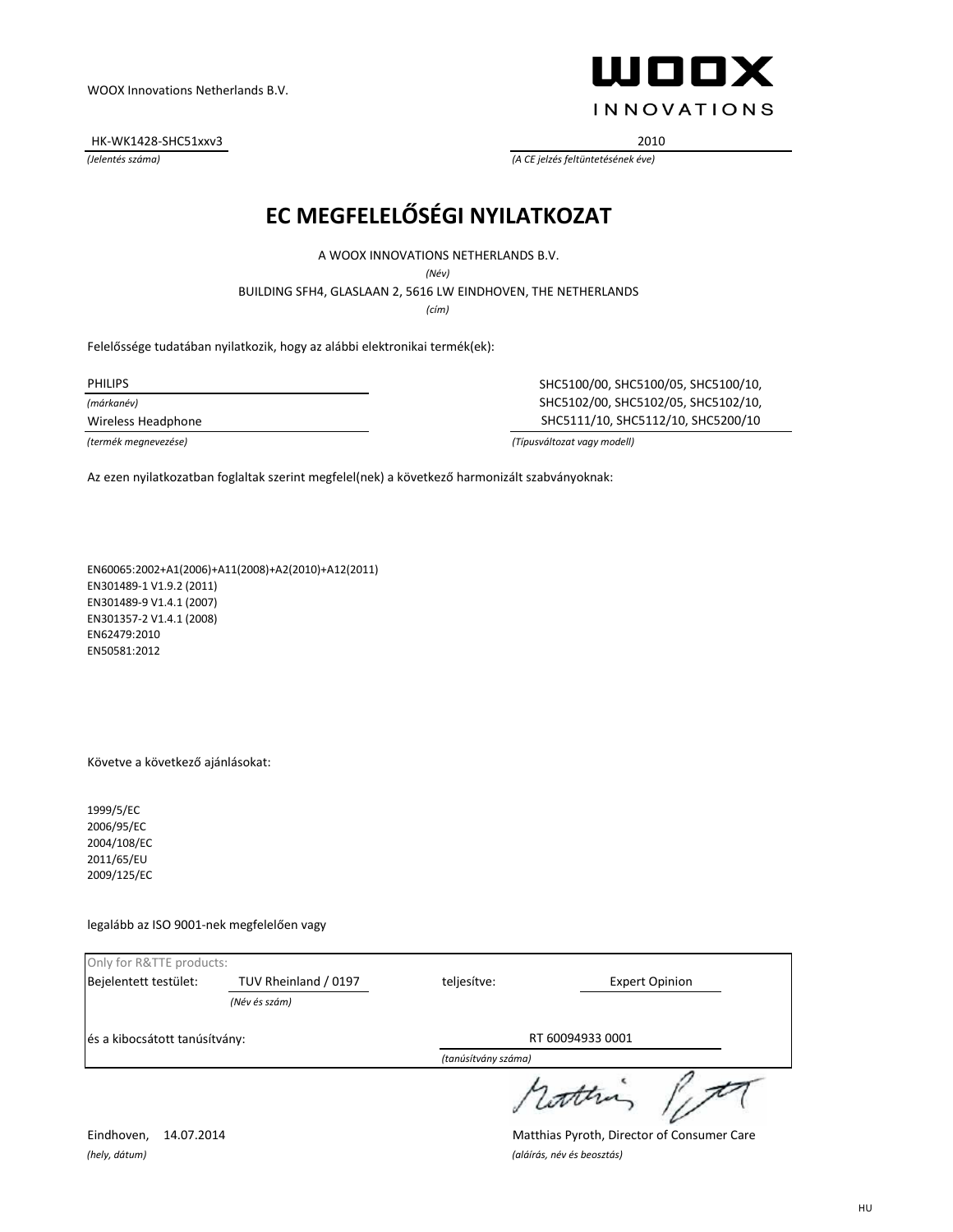WOOX Innovations Netherlands B.V.

**WOOX**
INNOVATIONS

| HK-WK1428-SHC51xxv3 | 2010 |
| --- | --- |
| *(Jelentés száma)* | *(A CE jelzés feltüntetésének éve)* |

# EC MEGFELELŐSÉGI NYILATKOZAT

A WOOX INNOVATIONS NETHERLANDS B.V.

*(Név)*

BUILDING SFH4, GLASLAAN 2, 5616 LW EINDHOVEN, THE NETHERLANDS

*(cím)*

Felelőssége tudatában nyilatkozik, hogy az alábbi elektronikai termék(ek):

PHILIPS
*(márkanév)*

Wireless Headphone
*(termék megnevezése)*

SHC5100/00, SHC5100/05, SHC5100/10,
SHC5102/00, SHC5102/05, SHC5102/10,
SHC5111/10, SHC5112/10, SHC5200/10
*(Típusváltozat vagy modell)*

Az ezen nyilatkozatban foglaltak szerint megfelel(nek) a következő harmonizált szabványoknak:

EN60065:2002+A1(2006)+A11(2008)+A2(2010)+A12(2011)
EN301489-1 V1.9.2 (2011)
EN301489-9 V1.4.1 (2007)
EN301357-2 V1.4.1 (2008)
EN62479:2010
EN50581:2012

Követve a következő ajánlásokat:

1999/5/EC
2006/95/EC
2004/108/EC
2011/65/EU
2009/125/EC

legalább az ISO 9001-nek megfelelően vagy

Only for R&TTE products:

| Bejelentett testület: | TUV Rheinland / 0197 | teljesítve: | Expert Opinion |
| --- | --- | --- | --- |
| | *(Név és szám)* | | |
| és a kibocsátott tanúsítvány: | | RT 60094933 0001 | |
| | | *(tanúsítvány száma)* | |

Eindhoven, 14.07.2014
*(hely, dátum)*

Matthias Pyroth, Director of Consumer Care
*(aláírás, név és beosztás)*

HU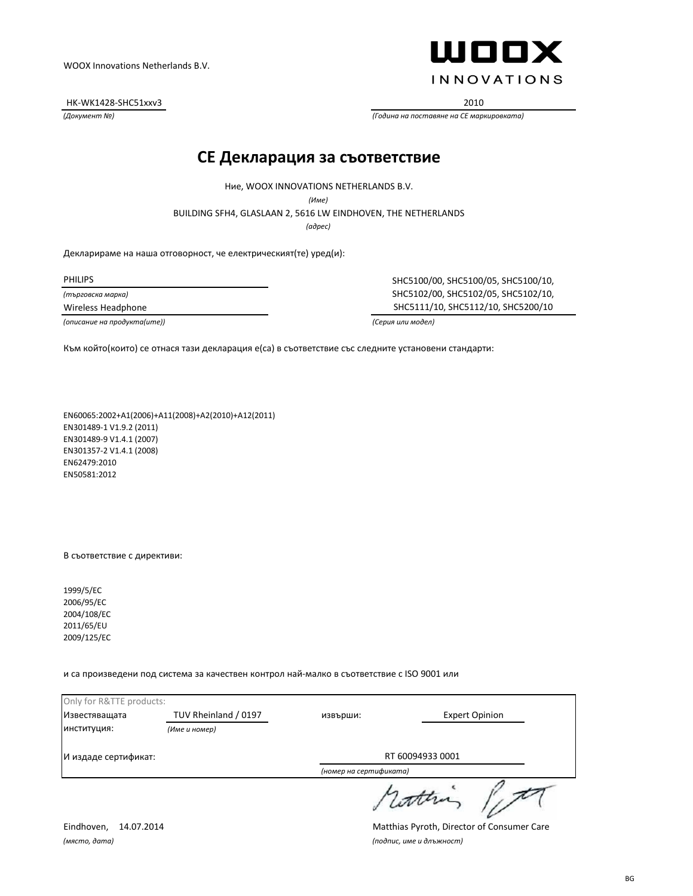WOOX Innovations Netherlands B.V.

**WOOX INNOVATIONS**

HK-WK1428-SHC51xxv3
*(Документ №)*

2010
*(Година на поставяне на CE маркировката)*

# CE Декларация за съответствие

Ние, WOOX INNOVATIONS NETHERLANDS B.V.
*(Име)*

BUILDING SFH4, GLASLAAN 2, 5616 LW EINDHOVEN, THE NETHERLANDS
*(адрес)*

Декларираме на наша отговорност, че електрическият(те) уред(и):

PHILIPS
*(търговска марка)*

Wireless Headphone
*(описание на продукта(ите))*

SHC5100/00, SHC5100/05, SHC5100/10, SHC5102/00, SHC5102/05, SHC5102/10, SHC5111/10, SHC5112/10, SHC5200/10
*(Серия или модел)*

Към който(които) се отнася тази декларация е(са) в съответствие със следните установени стандарти:

EN60065:2002+A1(2006)+A11(2008)+A2(2010)+A12(2011)
EN301489-1 V1.9.2 (2011)
EN301489-9 V1.4.1 (2007)
EN301357-2 V1.4.1 (2008)
EN62479:2010
EN50581:2012

В съответствие с директиви:

1999/5/EC
2006/95/EC
2004/108/EC
2011/65/EU
2009/125/EC

и са произведени под система за качествен контрол най-малко в съответствие с ISO 9001 или

Only for R&TTE products:

| | | | |
|---|---|---|---|
| Известяващата институция: | TUV Rheinland / 0197 *(Име и номер)* | извърши: | Expert Opinion |
| И издаде сертификат: | | RT 60094933 0001 *(номер на сертификата)* | |

Eindhoven, 14.07.2014
*(място, дата)*

Matthias Pyroth, Director of Consumer Care
*(подпис, име и длъжност)*

BG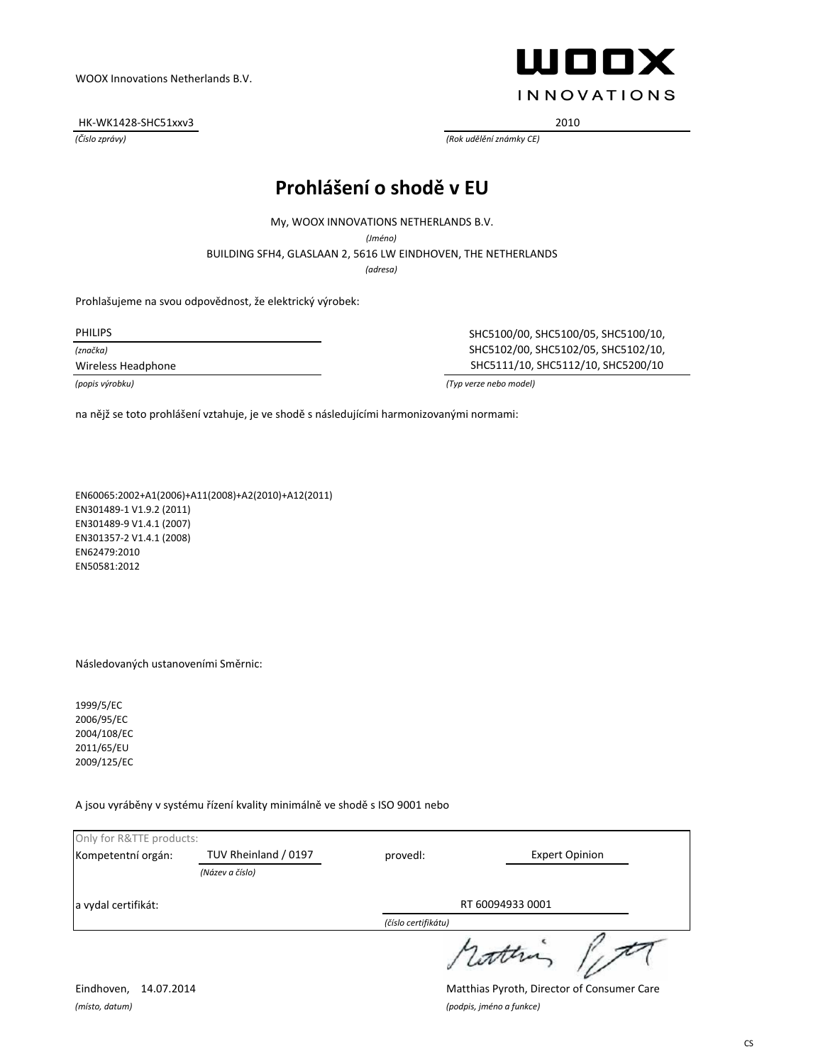WOOX Innovations Netherlands B.V.

HK-WK1428-SHC51xxv3

*(Číslo zprávy)*

2010

*(Rok udělění známky CE)*

# Prohlášení o shodě v EU

My, WOOX INNOVATIONS NETHERLANDS B.V.

*(Jméno)*

BUILDING SFH4, GLASLAAN 2, 5616 LW EINDHOVEN, THE NETHERLANDS

*(adresa)*

Prohlašujeme na svou odpovědnost, že elektrický výrobek:

PHILIPS

*(značka)*

Wireless Headphone

*(popis výrobku)*

SHC5100/00, SHC5100/05, SHC5100/10, SHC5102/00, SHC5102/05, SHC5102/10, SHC5111/10, SHC5112/10, SHC5200/10

*(Typ verze nebo model)*

na nějž se toto prohlášení vztahuje, je ve shodě s následujícími harmonizovanými normami:

EN60065:2002+A1(2006)+A11(2008)+A2(2010)+A12(2011)
EN301489-1 V1.9.2 (2011)
EN301489-9 V1.4.1 (2007)
EN301357-2 V1.4.1 (2008)
EN62479:2010
EN50581:2012

Následovaných ustanoveními Směrnic:

1999/5/EC
2006/95/EC
2004/108/EC
2011/65/EU
2009/125/EC

A jsou vyráběny v systému řízení kvality minimálně ve shodě s ISO 9001 nebo

Only for R&TTE products:

Kompetentní orgán: TUV Rheinland / 0197 *(Název a číslo)* provedl: Expert Opinion

a vydal certifikát: RT 60094933 0001 *(číslo certifikátu)*

Eindhoven, 14.07.2014

*(místo, datum)*

Matthias Pyroth, Director of Consumer Care

*(podpis, jméno a funkce)*

CS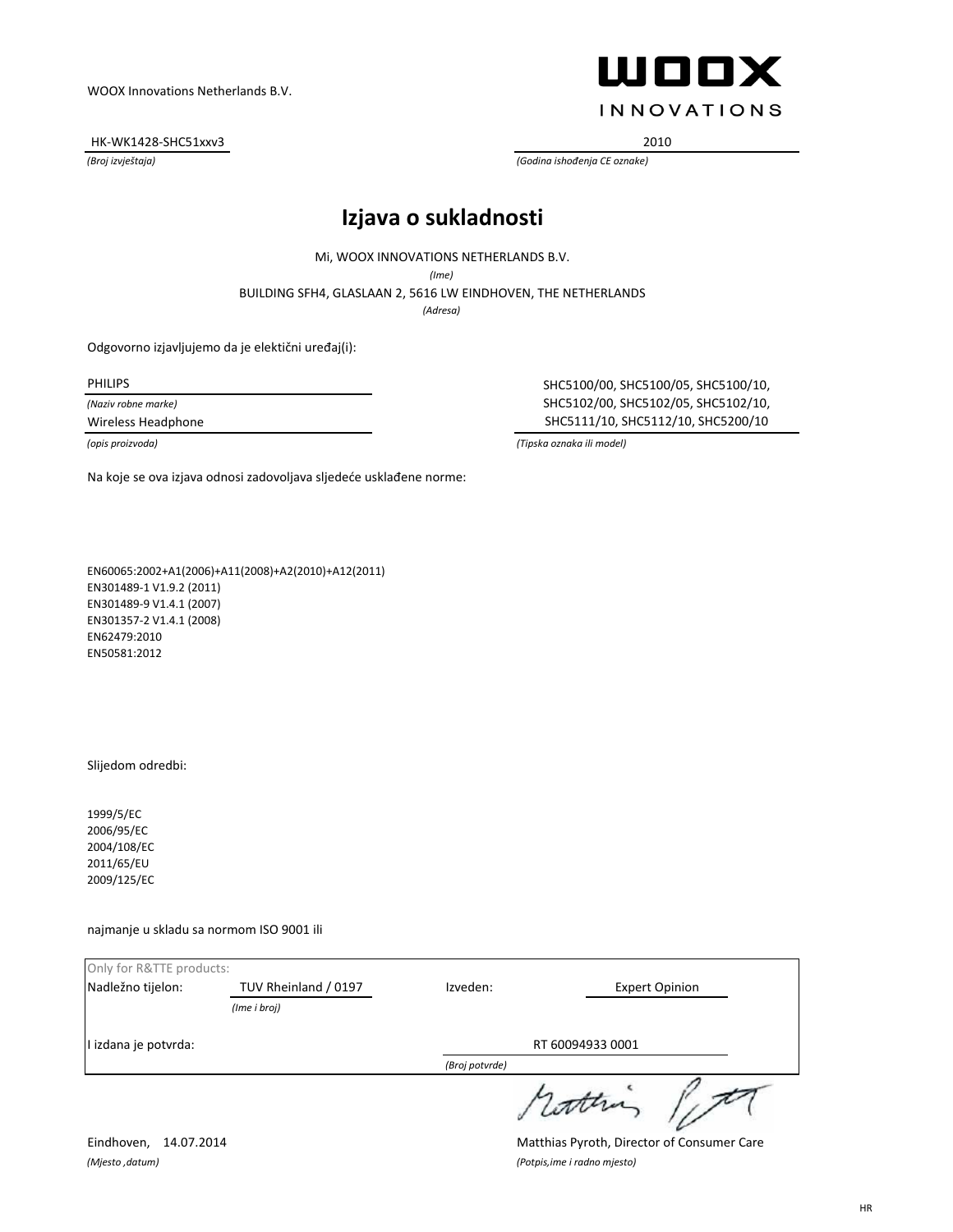WOOX Innovations Netherlands B.V.

**WOOX**
INNOVATIONS

HK-WK1428-SHC51xxv3
*(Broj izvještaja)*

2010
*(Godina ishođenja CE oznake)*

# Izjava o sukladnosti

Mi, WOOX INNOVATIONS NETHERLANDS B.V.
*(Ime)*

BUILDING SFH4, GLASLAAN 2, 5616 LW EINDHOVEN, THE NETHERLANDS
*(Adresa)*

Odgovorno izjavljujemo da je elektični uređaj(i):

PHILIPS
*(Naziv robne marke)*

Wireless Headphone
*(opis proizvoda)*

SHC5100/00, SHC5100/05, SHC5100/10, SHC5102/00, SHC5102/05, SHC5102/10, SHC5111/10, SHC5112/10, SHC5200/10
*(Tipska oznaka ili model)*

Na koje se ova izjava odnosi zadovoljava sljedeće usklađene norme:

EN60065:2002+A1(2006)+A11(2008)+A2(2010)+A12(2011)
EN301489-1 V1.9.2 (2011)
EN301489-9 V1.4.1 (2007)
EN301357-2 V1.4.1 (2008)
EN62479:2010
EN50581:2012

Slijedom odredbi:

1999/5/EC
2006/95/EC
2004/108/EC
2011/65/EU
2009/125/EC

najmanje u skladu sa normom ISO 9001 ili

Only for R&TTE products:

Nadležno tijelon: TUV Rheinland / 0197 *(Ime i broj)*

Izveden: Expert Opinion

I izdana je potvrda: RT 60094933 0001 *(Broj potvrde)*

Eindhoven, 14.07.2014
*(Mjesto ,datum)*

Matthias Pyroth, Director of Consumer Care
*(Potpis,ime i radno mjesto)*

HR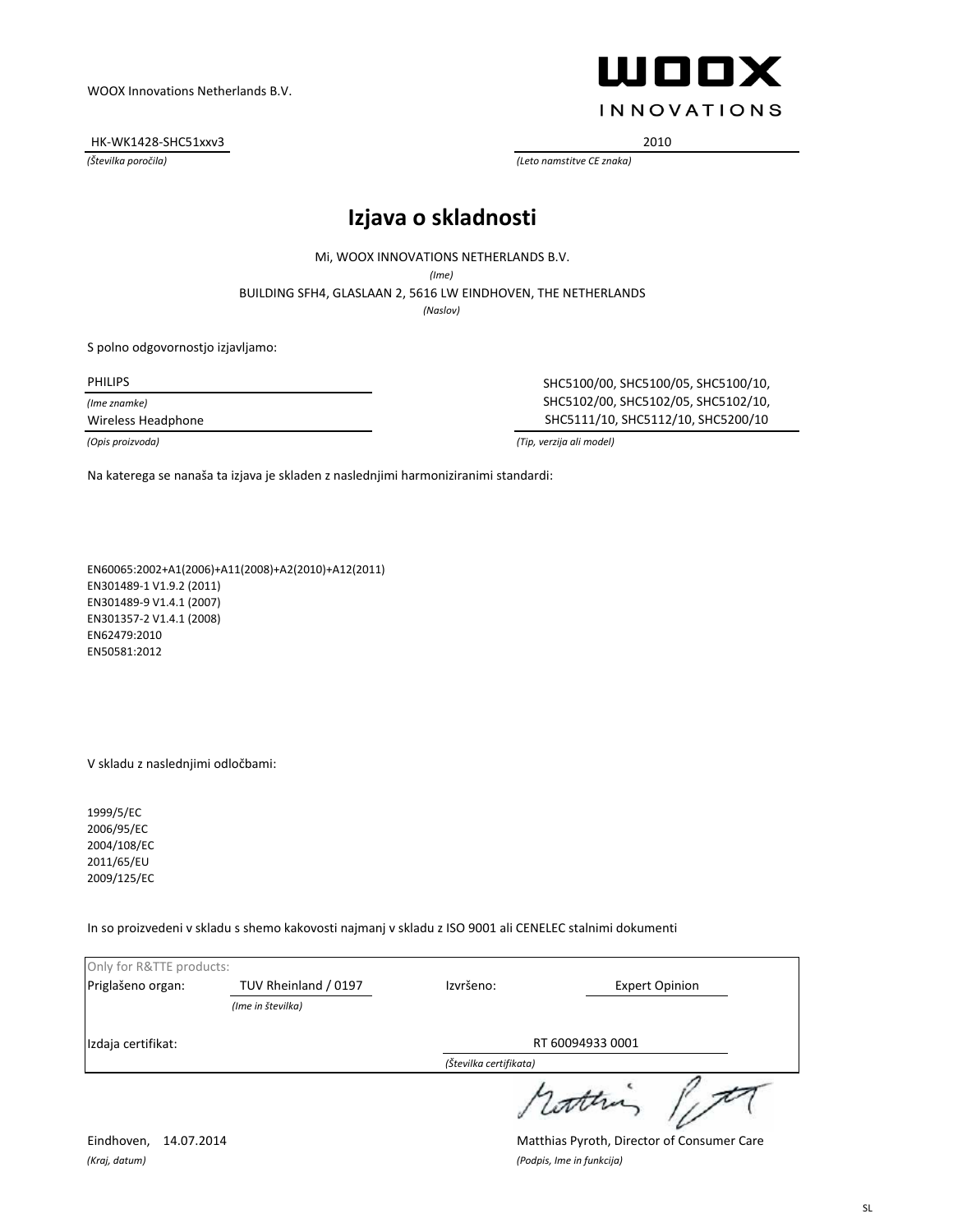WOOX Innovations Netherlands B.V.

WOOX INNOVATIONS

| HK-WK1428-SHC51xxv3 | 2010 |
|---|---|
| *(Številka poročila)* | *(Leto namstitve CE znaka)* |

# Izjava o skladnosti

Mi, WOOX INNOVATIONS NETHERLANDS B.V.

*(Ime)*

BUILDING SFH4, GLASLAAN 2, 5616 LW EINDHOVEN, THE NETHERLANDS

*(Naslov)*

S polno odgovornostjo izjavljamo:

| PHILIPS | SHC5100/00, SHC5100/05, SHC5100/10, SHC5102/00, SHC5102/05, SHC5102/10, SHC5111/10, SHC5112/10, SHC5200/10 |
|---|---|
| *(Ime znamke)* | |
| Wireless Headphone | |
| *(Opis proizvoda)* | *(Tip, verzija ali model)* |

Na katerega se nanaša ta izjava je skladen z naslednjimi harmoniziranimi standardi:

EN60065:2002+A1(2006)+A11(2008)+A2(2010)+A12(2011)
EN301489-1 V1.9.2 (2011)
EN301489-9 V1.4.1 (2007)
EN301357-2 V1.4.1 (2008)
EN62479:2010
EN50581:2012

V skladu z naslednjimi odločbami:

1999/5/EC
2006/95/EC
2004/108/EC
2011/65/EU
2009/125/EC

In so proizvedeni v skladu s shemo kakovosti najmanj v skladu z ISO 9001 ali CENELEC stalnimi dokumenti

| Only for R&TTE products: | | | |
|---|---|---|---|
| Priglašeno organ: | TUV Rheinland / 0197 | Izvršeno: | Expert Opinion |
| | *(Ime in številka)* | | |
| Izdaja certifikat: | | RT 60094933 0001 | |
| | | *(Številka certifikata)* | |

Eindhoven, 14.07.2014

*(Kraj, datum)*

Matthias Pyroth, Director of Consumer Care

*(Podpis, Ime in funkcija)*

SL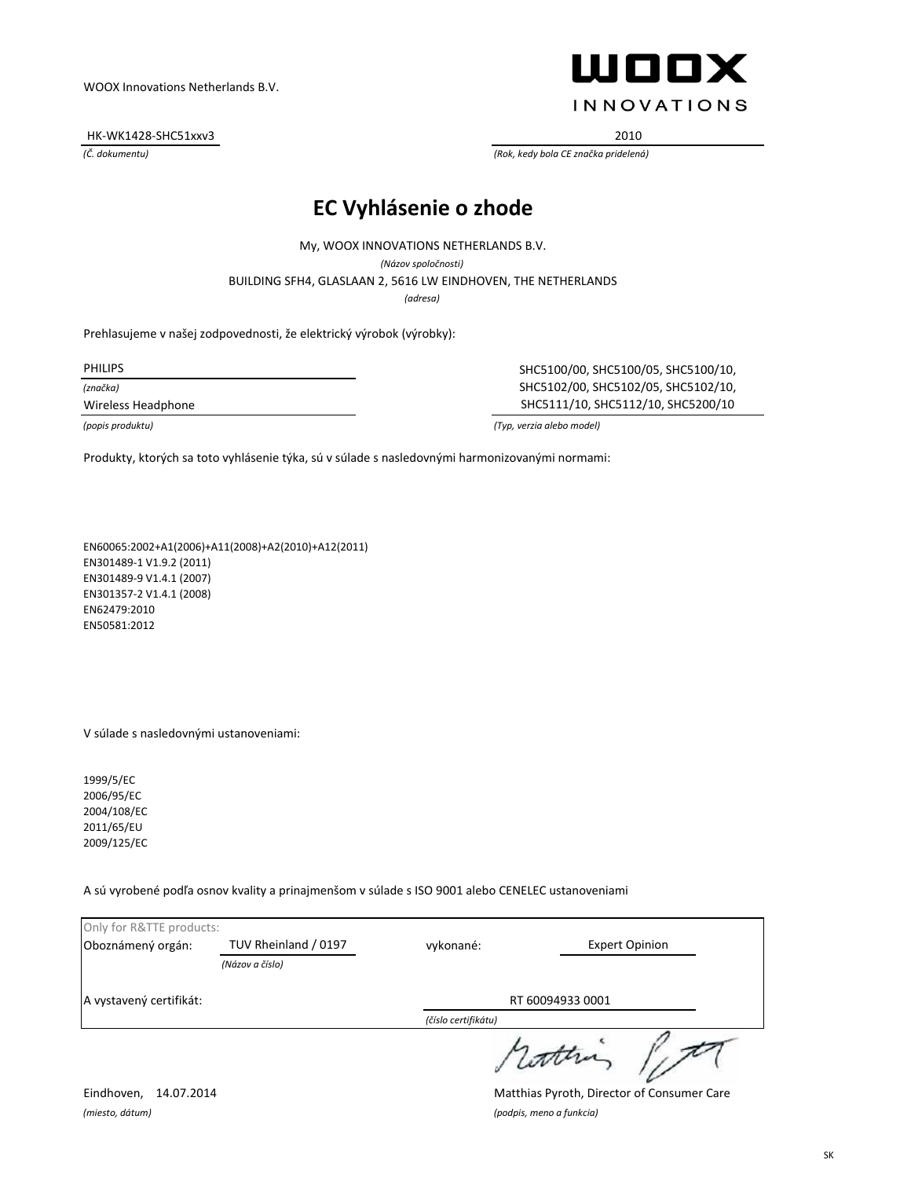WOOX Innovations Netherlands B.V.

WOOX INNOVATIONS

HK-WK1428-SHC51xxv3
*(Č. dokumentu)*

2010
*(Rok, kedy bola CE značka pridelená)*

# EC Vyhlásenie o zhode

My, WOOX INNOVATIONS NETHERLANDS B.V.
*(Názov spoločnosti)*
BUILDING SFH4, GLASLAAN 2, 5616 LW EINDHOVEN, THE NETHERLANDS
*(adresa)*

Prehlasujeme v našej zodpovednosti, že elektrický výrobok (výrobky):

PHILIPS
*(značka)*
Wireless Headphone
*(popis produktu)*

SHC5100/00, SHC5100/05, SHC5100/10, SHC5102/00, SHC5102/05, SHC5102/10, SHC5111/10, SHC5112/10, SHC5200/10
*(Typ, verzia alebo model)*

Produkty, ktorých sa toto vyhlásenie týka, sú v súlade s nasledovnými harmonizovanými normami:

EN60065:2002+A1(2006)+A11(2008)+A2(2010)+A12(2011)
EN301489-1 V1.9.2 (2011)
EN301489-9 V1.4.1 (2007)
EN301357-2 V1.4.1 (2008)
EN62479:2010
EN50581:2012

V súlade s nasledovnými ustanoveniami:

1999/5/EC
2006/95/EC
2004/108/EC
2011/65/EU
2009/125/EC

A sú vyrobené podľa osnov kvality a prinajmenšom v súlade s ISO 9001 alebo CENELEC ustanoveniami

Only for R&TTE products:

| Oboznámený orgán: | TUV Rheinland / 0197 *(Názov a číslo)* | vykonané: | Expert Opinion |
|---|---|---|---|
| A vystavený certifikát: | | RT 60094933 0001 *(číslo certifikátu)* | |

Eindhoven, 14.07.2014
*(miesto, dátum)*

Matthias Pyroth, Director of Consumer Care
*(podpis, meno a funkcia)*

SK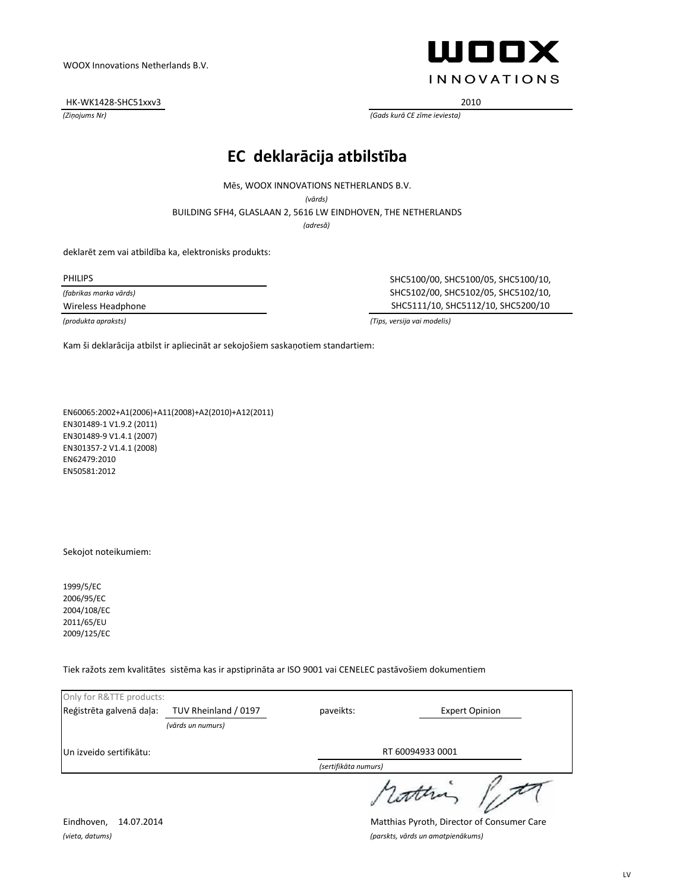WOOX Innovations Netherlands B.V.

WOOX INNOVATIONS

HK-WK1428-SHC51xxv3
*(Ziņojums Nr)*

2010
*(Gads kurā CE zīme ieviesta)*

# EC deklarācija atbilstība

Mēs, WOOX INNOVATIONS NETHERLANDS B.V.
*(vārds)*

BUILDING SFH4, GLASLAAN 2, 5616 LW EINDHOVEN, THE NETHERLANDS
*(adresă)*

deklarēt zem vai atbildība ka, elektronisks produkts:

PHILIPS
*(fabrikas marka vārds)*

Wireless Headphone
*(produkta apraksts)*

SHC5100/00, SHC5100/05, SHC5100/10, SHC5102/00, SHC5102/05, SHC5102/10, SHC5111/10, SHC5112/10, SHC5200/10
*(Tips, versija vai modelis)*

Kam šī deklarācija atbilst ir apliecināt ar sekojošiem saskaņotiem standartiem:

EN60065:2002+A1(2006)+A11(2008)+A2(2010)+A12(2011)
EN301489-1 V1.9.2 (2011)
EN301489-9 V1.4.1 (2007)
EN301357-2 V1.4.1 (2008)
EN62479:2010
EN50581:2012

Sekojot noteikumiem:

1999/5/EC
2006/95/EC
2004/108/EC
2011/65/EU
2009/125/EC

Tiek ražots zem kvalitātes sistēma kas ir apstiprināta ar ISO 9001 vai CENELEC pastāvošiem dokumentiem

Only for R&TTE products:

Reģistrēta galvenā daļa: TUV Rheinland / 0197 *(vārds un numurs)*    paveikts: Expert Opinion

Un izveido sertifikātu: RT 60094933 0001 *(sertifikāta numurs)*

Eindhoven, 14.07.2014
*(vieta, datums)*

Matthias Pyroth, Director of Consumer Care
*(parskts, vārds un amatpienākums)*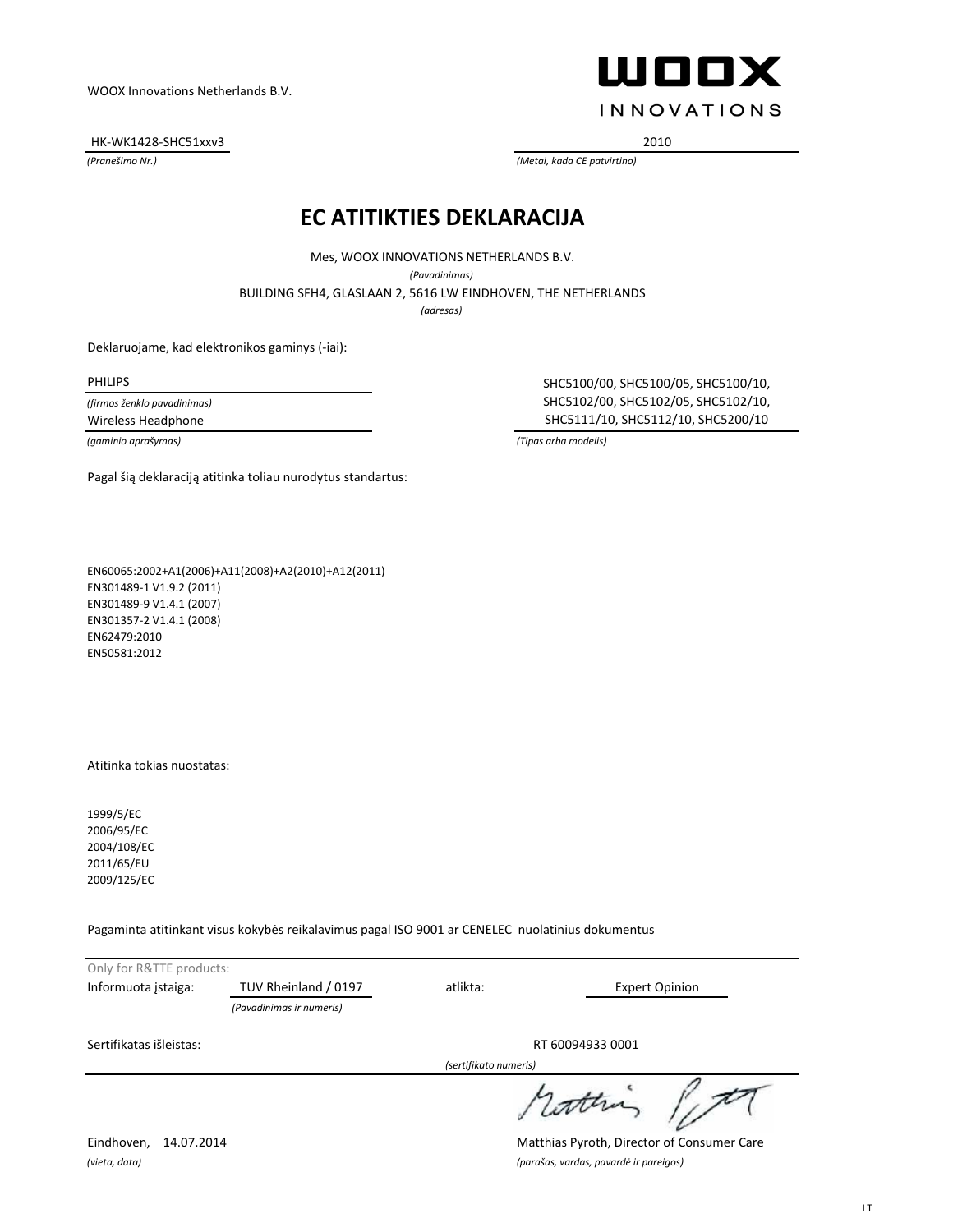WOOX Innovations Netherlands B.V.

**WOOX**
INNOVATIONS

HK-WK1428-SHC51xxv3
*(Pranešimo Nr.)*

2010
*(Metai, kada CE patvirtino)*

# EC ATITIKTIES DEKLARACIJA

Mes, WOOX INNOVATIONS NETHERLANDS B.V.
*(Pavadinimas)*
BUILDING SFH4, GLASLAAN 2, 5616 LW EINDHOVEN, THE NETHERLANDS
*(adresas)*

Deklaruojame, kad elektronikos gaminys (-iai):

PHILIPS
*(firmos ženklo pavadinimas)*

Wireless Headphone
*(gaminio aprašymas)*

SHC5100/00, SHC5100/05, SHC5100/10,
SHC5102/00, SHC5102/05, SHC5102/10,
SHC5111/10, SHC5112/10, SHC5200/10
*(Tipas arba modelis)*

Pagal šią deklaraciją atitinka toliau nurodytus standartus:

EN60065:2002+A1(2006)+A11(2008)+A2(2010)+A12(2011)
EN301489-1 V1.9.2 (2011)
EN301489-9 V1.4.1 (2007)
EN301357-2 V1.4.1 (2008)
EN62479:2010
EN50581:2012

Atitinka tokias nuostatas:

1999/5/EC
2006/95/EC
2004/108/EC
2011/65/EU
2009/125/EC

Pagaminta atitinkant visus kokybės reikalavimus pagal ISO 9001 ar CENELEC nuolatinius dokumentus

Only for R&TTE products:

Informuota įstaiga: TUV Rheinland / 0197 *(Pavadinimas ir numeris)* atlikta: Expert Opinion

Sertifikatas išleistas: RT 60094933 0001 *(sertifikato numeris)*

Eindhoven, 14.07.2014
*(vieta, data)*

Matthias Pyroth, Director of Consumer Care
*(parašas, vardas, pavardė ir pareigos)*

LT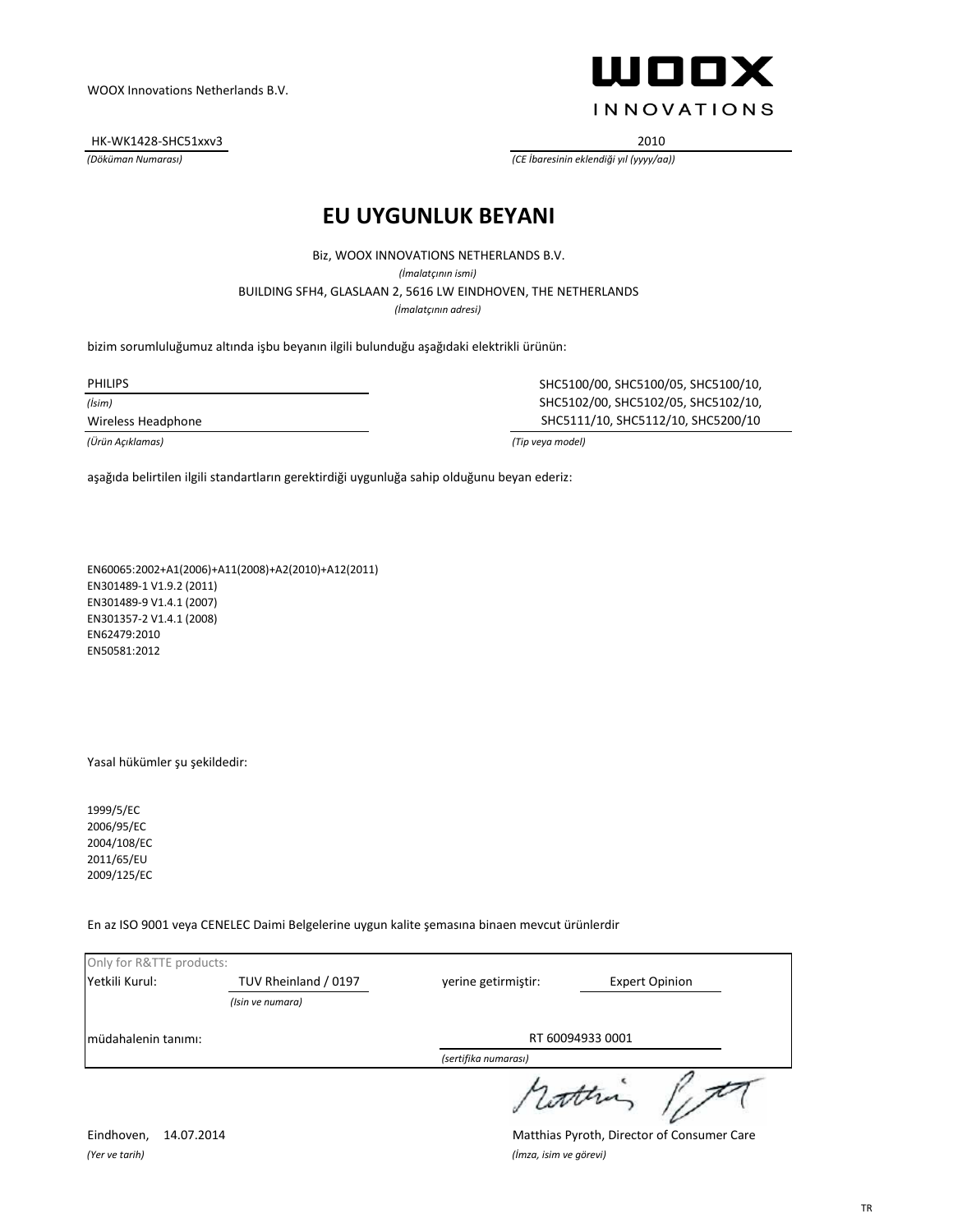WOOX Innovations Netherlands B.V.

**WOOX**
INNOVATIONS

HK-WK1428-SHC51xxv3
*(Döküman Numarası)*

2010
*(CE İbaresinin eklendiği yıl (yyyy/aa))*

# EU UYGUNLUK BEYANI

Biz, WOOX INNOVATIONS NETHERLANDS B.V.
*(İmalatçının ismi)*

BUILDING SFH4, GLASLAAN 2, 5616 LW EINDHOVEN, THE NETHERLANDS
*(İmalatçının adresi)*

bizim sorumluluğumuz altında işbu beyanın ilgili bulunduğu aşağıdaki elektrikli ürünün:

PHILIPS
*(İsim)*

Wireless Headphone
*(Ürün Açıklaması)*

SHC5100/00, SHC5100/05, SHC5100/10,
SHC5102/00, SHC5102/05, SHC5102/10,
SHC5111/10, SHC5112/10, SHC5200/10
*(Tip veya model)*

aşağıda belirtilen ilgili standartların gerektirdiği uygunluğa sahip olduğunu beyan ederiz:

EN60065:2002+A1(2006)+A11(2008)+A2(2010)+A12(2011)
EN301489-1 V1.9.2 (2011)
EN301489-9 V1.4.1 (2007)
EN301357-2 V1.4.1 (2008)
EN62479:2010
EN50581:2012

Yasal hükümler şu şekildedir:

1999/5/EC
2006/95/EC
2004/108/EC
2011/65/EU
2009/125/EC

En az ISO 9001 veya CENELEC Daimi Belgelerine uygun kalite şemasına binaen mevcut ürünlerdir

Only for R&TTE products:

| | | | |
|---|---|---|---|
| Yetkili Kurul: | TUV Rheinland / 0197<br>*(Isin ve numara)* | yerine getirmiştir: | Expert Opinion |
| müdahalenin tanımı: | | RT 60094933 0001<br>*(sertifika numarası)* | |

Eindhoven, 14.07.2014
*(Yer ve tarih)*

Matthias Pyroth, Director of Consumer Care
*(İmza, isim ve görevi)*

TR